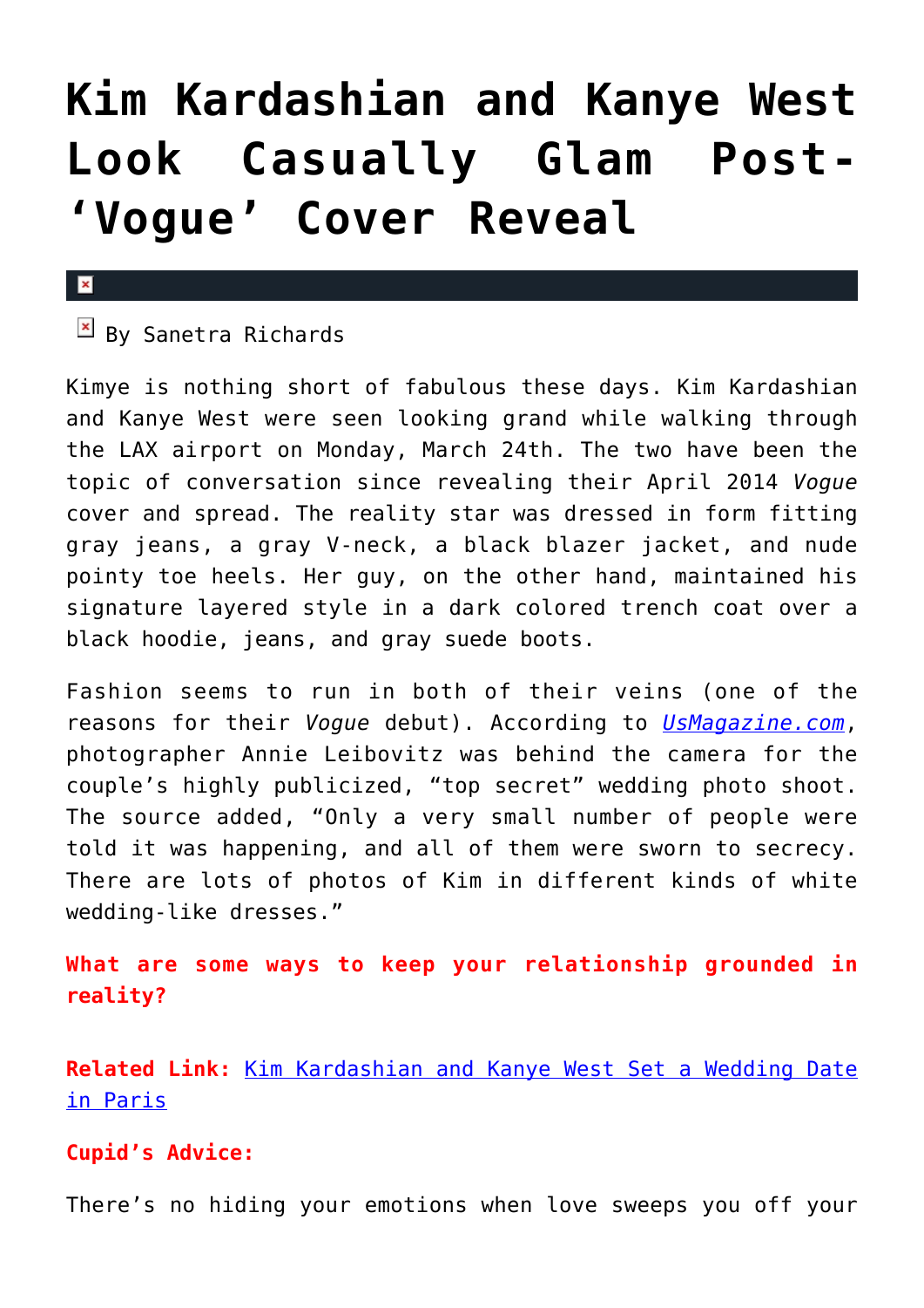# Kim Kardashian and Kanye West Look Casually Glam Post-'Vogue' Cover Reveal

By Sanetra Richards

Kimye is nothing short of fabulous these days. Kim Kardashian and Kanye West were seen looking grand while walking through the LAX airport on Monday, March 24th. The two have been the topic of conversation since revealing their April 2014 *Vogue* cover and spread. The reality star was dressed in form fitting gray jeans, a gray V-neck, a black blazer jacket, and nude pointy toe heels. Her guy, on the other hand, maintained his signature layered style in a dark colored trench coat over a black hoodie, jeans, and gray suede boots.

Fashion seems to run in both of their veins (one of the reasons for their *Vogue* debut). According to *UsMagazine.com*, photographer Annie Leibovitz was behind the camera for the couple's highly publicized, "top secret" wedding photo shoot. The source added, "Only a very small number of people were told it was happening, and all of them were sworn to secrecy. There are lots of photos of Kim in different kinds of white wedding-like dresses."

**What are some ways to keep your relationship grounded in reality?**

**Related Link:** Kim Kardashian and Kanye West Set a Wedding Date in Paris

**Cupid's Advice:**

There's no hiding your emotions when love sweeps you off your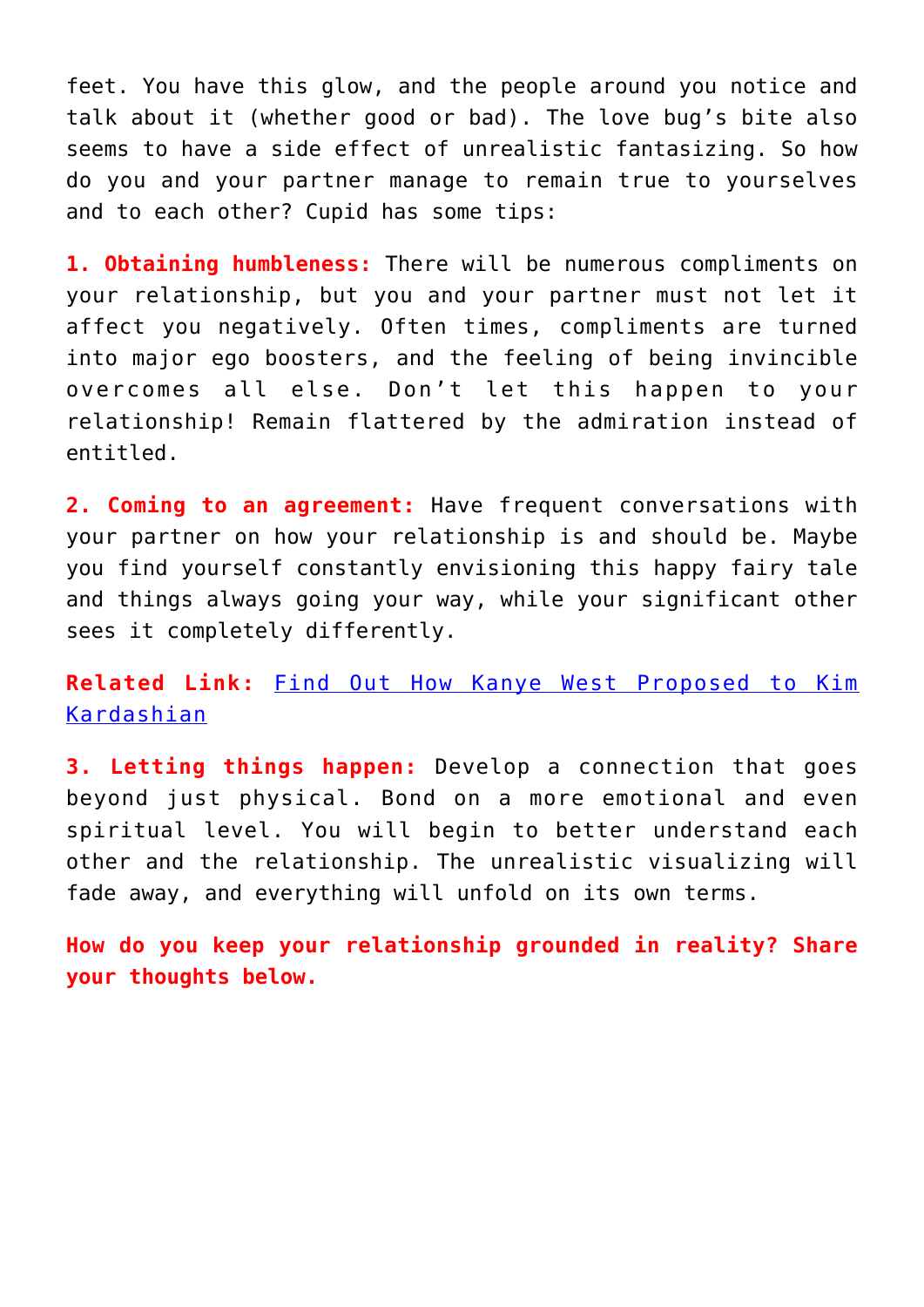feet. You have this glow, and the people around you notice and talk about it (whether good or bad). The love bug's bite also seems to have a side effect of unrealistic fantasizing. So how do you and your partner manage to remain true to yourselves and to each other? Cupid has some tips:

**1. Obtaining humbleness:** There will be numerous compliments on your relationship, but you and your partner must not let it affect you negatively. Often times, compliments are turned into major ego boosters, and the feeling of being invincible overcomes all else. Don't let this happen to your relationship! Remain flattered by the admiration instead of entitled.

**2. Coming to an agreement:** Have frequent conversations with your partner on how your relationship is and should be. Maybe you find yourself constantly envisioning this happy fairy tale and things always going your way, while your significant other sees it completely differently.

**Related Link:** Find Out How Kanye West Proposed to Kim Kardashian

**3. Letting things happen:** Develop a connection that goes beyond just physical. Bond on a more emotional and even spiritual level. You will begin to better understand each other and the relationship. The unrealistic visualizing will fade away, and everything will unfold on its own terms.

**How do you keep your relationship grounded in reality? Share your thoughts below.**